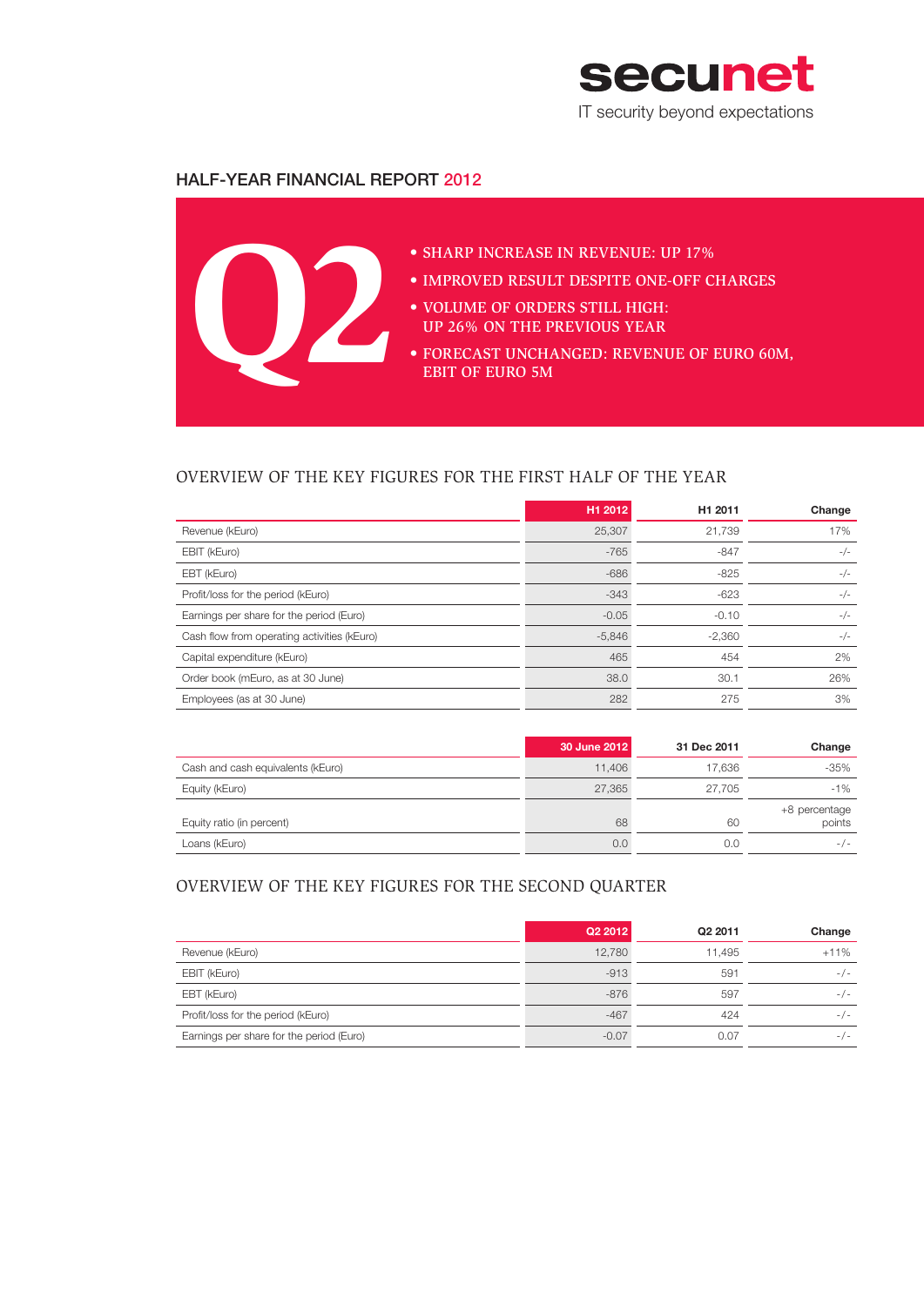secunet

IT security beyond expectations

# HALF-YEAR FINANCIAL REPORT 2012

Q2

- SHARP INCREASE IN REVENUE: UP 17%
- IMPROVED RESULT DESPITE ONE-OFF CHARGES
- VOLUME OF ORDERS STILL HIGH: UP 26% ON THE PREVIOUS YEAR
- FORECAST UNCHANGED: REVENUE OF EURO 60M, EBIT OF EURO 5M

## OVERVIEW OF THE KEY FIGURES FOR THE FIRST HALF OF THE YEAR

| | H1 2012 | H1 2011 | Change |
|---|---|---|---|
| Revenue (kEuro) | 25,307 | 21,739 | 17% |
| EBIT (kEuro) | -765 | -847 | -/- |
| EBT (kEuro) | -686 | -825 | -/- |
| Profit/loss for the period (kEuro) | -343 | -623 | -/- |
| Earnings per share for the period (Euro) | -0.05 | -0.10 | -/- |
| Cash flow from operating activities (kEuro) | -5,846 | -2,360 | -/- |
| Capital expenditure (kEuro) | 465 | 454 | 2% |
| Order book (mEuro, as at 30 June) | 38.0 | 30.1 | 26% |
| Employees (as at 30 June) | 282 | 275 | 3% |

| | 30 June 2012 | 31 Dec 2011 | Change |
|---|---|---|---|
| Cash and cash equivalents (kEuro) | 11,406 | 17,636 | -35% |
| Equity (kEuro) | 27,365 | 27,705 | -1% |
| Equity ratio (in percent) | 68 | 60 | +8 percentage points |
| Loans (kEuro) | 0.0 | 0.0 | -/- |

## OVERVIEW OF THE KEY FIGURES FOR THE SECOND QUARTER

| | Q2 2012 | Q2 2011 | Change |
|---|---|---|---|
| Revenue (kEuro) | 12,780 | 11,495 | +11% |
| EBIT (kEuro) | -913 | 591 | -/- |
| EBT (kEuro) | -876 | 597 | -/- |
| Profit/loss for the period (kEuro) | -467 | 424 | -/- |
| Earnings per share for the period (Euro) | -0.07 | 0.07 | -/- |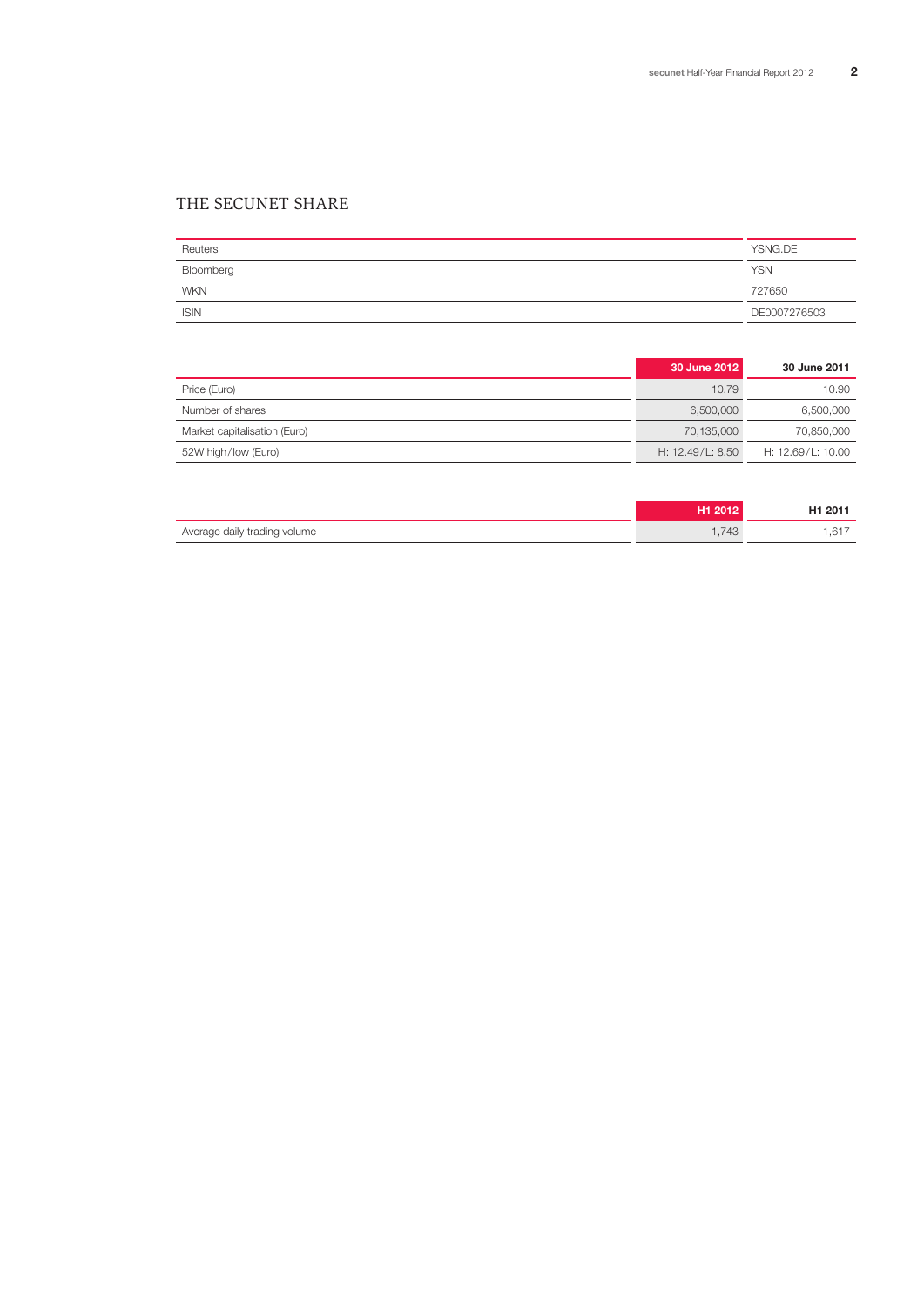## THE SECUNET SHARE

| | |
|---|---|
| Reuters | YSNG.DE |
| Bloomberg | YSN |
| WKN | 727650 |
| ISIN | DE0007276503 |

| | 30 June 2012 | 30 June 2011 |
|---|---|---|
| Price (Euro) | 10.79 | 10.90 |
| Number of shares | 6,500,000 | 6,500,000 |
| Market capitalisation (Euro) | 70,135,000 | 70,850,000 |
| 52W high/low (Euro) | H: 12.49/L: 8.50 | H: 12.69/L: 10.00 |

| | H1 2012 | H1 2011 |
|---|---|---|
| Average daily trading volume | 1,743 | 1,617 |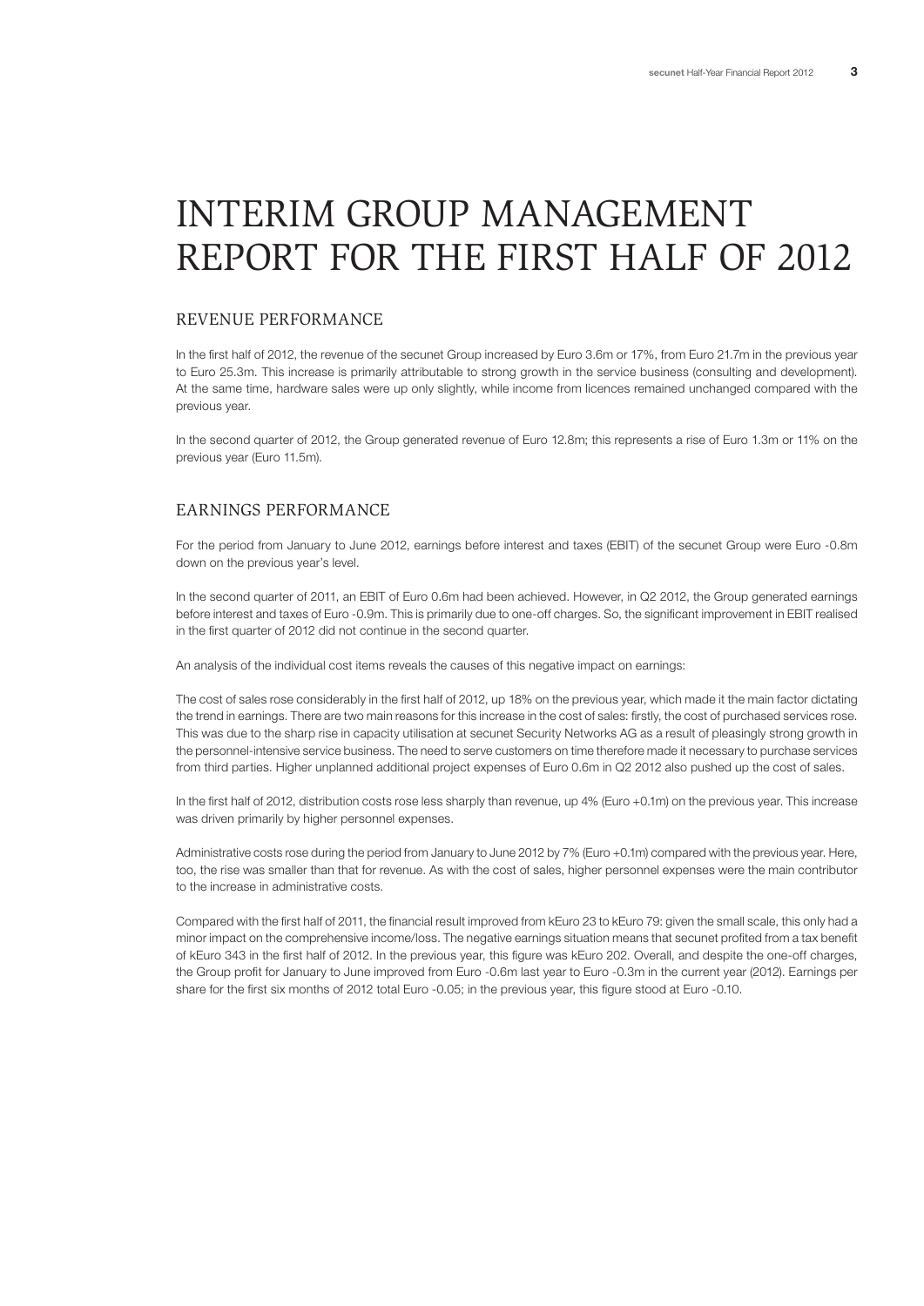# INTERIM GROUP MANAGEMENT REPORT FOR THE FIRST HALF OF 2012

## REVENUE PERFORMANCE

In the first half of 2012, the revenue of the secunet Group increased by Euro 3.6m or 17%, from Euro 21.7m in the previous year to Euro 25.3m. This increase is primarily attributable to strong growth in the service business (consulting and development). At the same time, hardware sales were up only slightly, while income from licences remained unchanged compared with the previous year.

In the second quarter of 2012, the Group generated revenue of Euro 12.8m; this represents a rise of Euro 1.3m or 11% on the previous year (Euro 11.5m).

## EARNINGS PERFORMANCE

For the period from January to June 2012, earnings before interest and taxes (EBIT) of the secunet Group were Euro -0.8m down on the previous year's level.

In the second quarter of 2011, an EBIT of Euro 0.6m had been achieved. However, in Q2 2012, the Group generated earnings before interest and taxes of Euro -0.9m. This is primarily due to one-off charges. So, the significant improvement in EBIT realised in the first quarter of 2012 did not continue in the second quarter.

An analysis of the individual cost items reveals the causes of this negative impact on earnings:

The cost of sales rose considerably in the first half of 2012, up 18% on the previous year, which made it the main factor dictating the trend in earnings. There are two main reasons for this increase in the cost of sales: firstly, the cost of purchased services rose. This was due to the sharp rise in capacity utilisation at secunet Security Networks AG as a result of pleasingly strong growth in the personnel-intensive service business. The need to serve customers on time therefore made it necessary to purchase services from third parties. Higher unplanned additional project expenses of Euro 0.6m in Q2 2012 also pushed up the cost of sales.

In the first half of 2012, distribution costs rose less sharply than revenue, up 4% (Euro +0.1m) on the previous year. This increase was driven primarily by higher personnel expenses.

Administrative costs rose during the period from January to June 2012 by 7% (Euro +0.1m) compared with the previous year. Here, too, the rise was smaller than that for revenue. As with the cost of sales, higher personnel expenses were the main contributor to the increase in administrative costs.

Compared with the first half of 2011, the financial result improved from kEuro 23 to kEuro 79: given the small scale, this only had a minor impact on the comprehensive income/loss. The negative earnings situation means that secunet profited from a tax benefit of kEuro 343 in the first half of 2012. In the previous year, this figure was kEuro 202. Overall, and despite the one-off charges, the Group profit for January to June improved from Euro -0.6m last year to Euro -0.3m in the current year (2012). Earnings per share for the first six months of 2012 total Euro -0.05; in the previous year, this figure stood at Euro -0.10.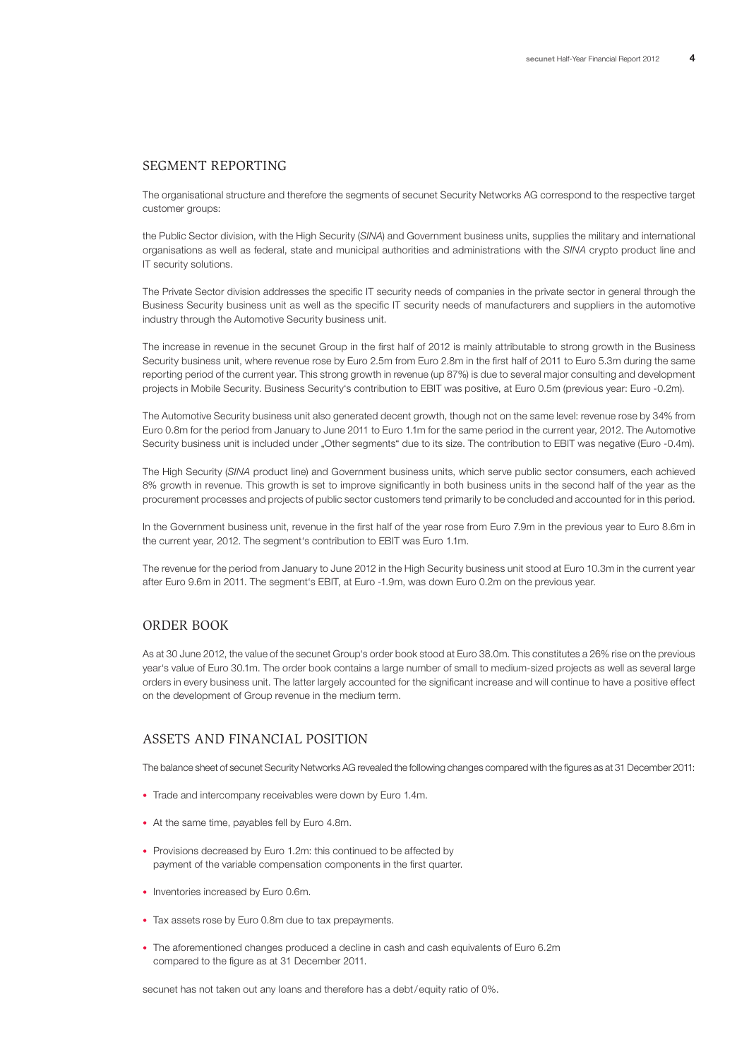## SEGMENT REPORTING

The organisational structure and therefore the segments of secunet Security Networks AG correspond to the respective target customer groups:

the Public Sector division, with the High Security (*SINA*) and Government business units, supplies the military and international organisations as well as federal, state and municipal authorities and administrations with the *SINA* crypto product line and IT security solutions.

The Private Sector division addresses the specific IT security needs of companies in the private sector in general through the Business Security business unit as well as the specific IT security needs of manufacturers and suppliers in the automotive industry through the Automotive Security business unit.

The increase in revenue in the secunet Group in the first half of 2012 is mainly attributable to strong growth in the Business Security business unit, where revenue rose by Euro 2.5m from Euro 2.8m in the first half of 2011 to Euro 5.3m during the same reporting period of the current year. This strong growth in revenue (up 87%) is due to several major consulting and development projects in Mobile Security. Business Security's contribution to EBIT was positive, at Euro 0.5m (previous year: Euro -0.2m).

The Automotive Security business unit also generated decent growth, though not on the same level: revenue rose by 34% from Euro 0.8m for the period from January to June 2011 to Euro 1.1m for the same period in the current year, 2012. The Automotive Security business unit is included under „Other segments" due to its size. The contribution to EBIT was negative (Euro -0.4m).

The High Security (*SINA* product line) and Government business units, which serve public sector consumers, each achieved 8% growth in revenue. This growth is set to improve significantly in both business units in the second half of the year as the procurement processes and projects of public sector customers tend primarily to be concluded and accounted for in this period.

In the Government business unit, revenue in the first half of the year rose from Euro 7.9m in the previous year to Euro 8.6m in the current year, 2012. The segment's contribution to EBIT was Euro 1.1m.

The revenue for the period from January to June 2012 in the High Security business unit stood at Euro 10.3m in the current year after Euro 9.6m in 2011. The segment's EBIT, at Euro -1.9m, was down Euro 0.2m on the previous year.

## ORDER BOOK

As at 30 June 2012, the value of the secunet Group's order book stood at Euro 38.0m. This constitutes a 26% rise on the previous year's value of Euro 30.1m. The order book contains a large number of small to medium-sized projects as well as several large orders in every business unit. The latter largely accounted for the significant increase and will continue to have a positive effect on the development of Group revenue in the medium term.

## ASSETS AND FINANCIAL POSITION

The balance sheet of secunet Security Networks AG revealed the following changes compared with the figures as at 31 December 2011:

- Trade and intercompany receivables were down by Euro 1.4m.
- At the same time, payables fell by Euro 4.8m.
- Provisions decreased by Euro 1.2m: this continued to be affected by payment of the variable compensation components in the first quarter.
- Inventories increased by Euro 0.6m.
- Tax assets rose by Euro 0.8m due to tax prepayments.
- The aforementioned changes produced a decline in cash and cash equivalents of Euro 6.2m compared to the figure as at 31 December 2011.

secunet has not taken out any loans and therefore has a debt/equity ratio of 0%.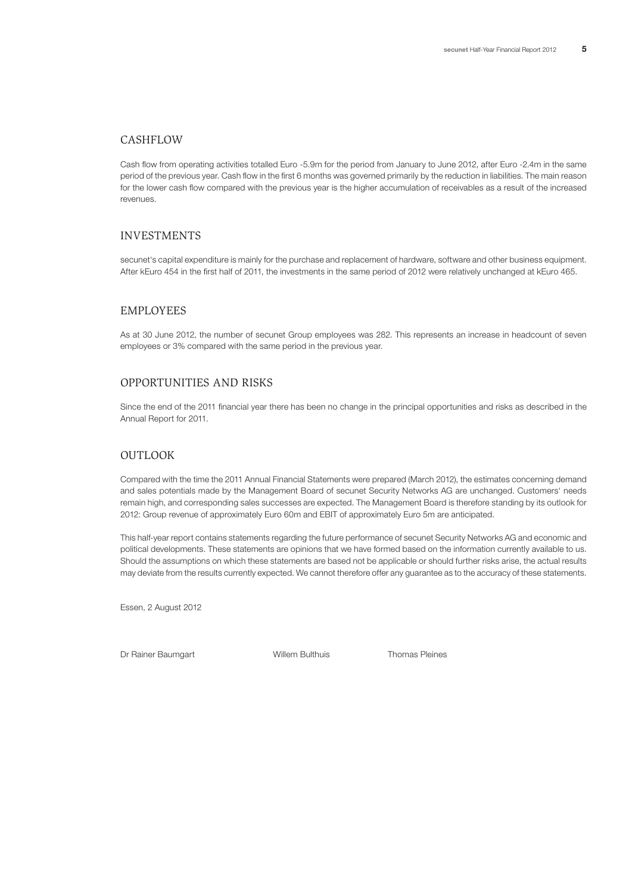## CASHFLOW

Cash flow from operating activities totalled Euro -5.9m for the period from January to June 2012, after Euro -2.4m in the same period of the previous year. Cash flow in the first 6 months was governed primarily by the reduction in liabilities. The main reason for the lower cash flow compared with the previous year is the higher accumulation of receivables as a result of the increased revenues.

## INVESTMENTS

secunet's capital expenditure is mainly for the purchase and replacement of hardware, software and other business equipment. After kEuro 454 in the first half of 2011, the investments in the same period of 2012 were relatively unchanged at kEuro 465.

## EMPLOYEES

As at 30 June 2012, the number of secunet Group employees was 282. This represents an increase in headcount of seven employees or 3% compared with the same period in the previous year.

## OPPORTUNITIES AND RISKS

Since the end of the 2011 financial year there has been no change in the principal opportunities and risks as described in the Annual Report for 2011.

## OUTLOOK

Compared with the time the 2011 Annual Financial Statements were prepared (March 2012), the estimates concerning demand and sales potentials made by the Management Board of secunet Security Networks AG are unchanged. Customers' needs remain high, and corresponding sales successes are expected. The Management Board is therefore standing by its outlook for 2012: Group revenue of approximately Euro 60m and EBIT of approximately Euro 5m are anticipated.

This half-year report contains statements regarding the future performance of secunet Security Networks AG and economic and political developments. These statements are opinions that we have formed based on the information currently available to us. Should the assumptions on which these statements are based not be applicable or should further risks arise, the actual results may deviate from the results currently expected. We cannot therefore offer any guarantee as to the accuracy of these statements.

Essen, 2 August 2012

Dr Rainer Baumgart Willem Bulthuis Thomas Pleines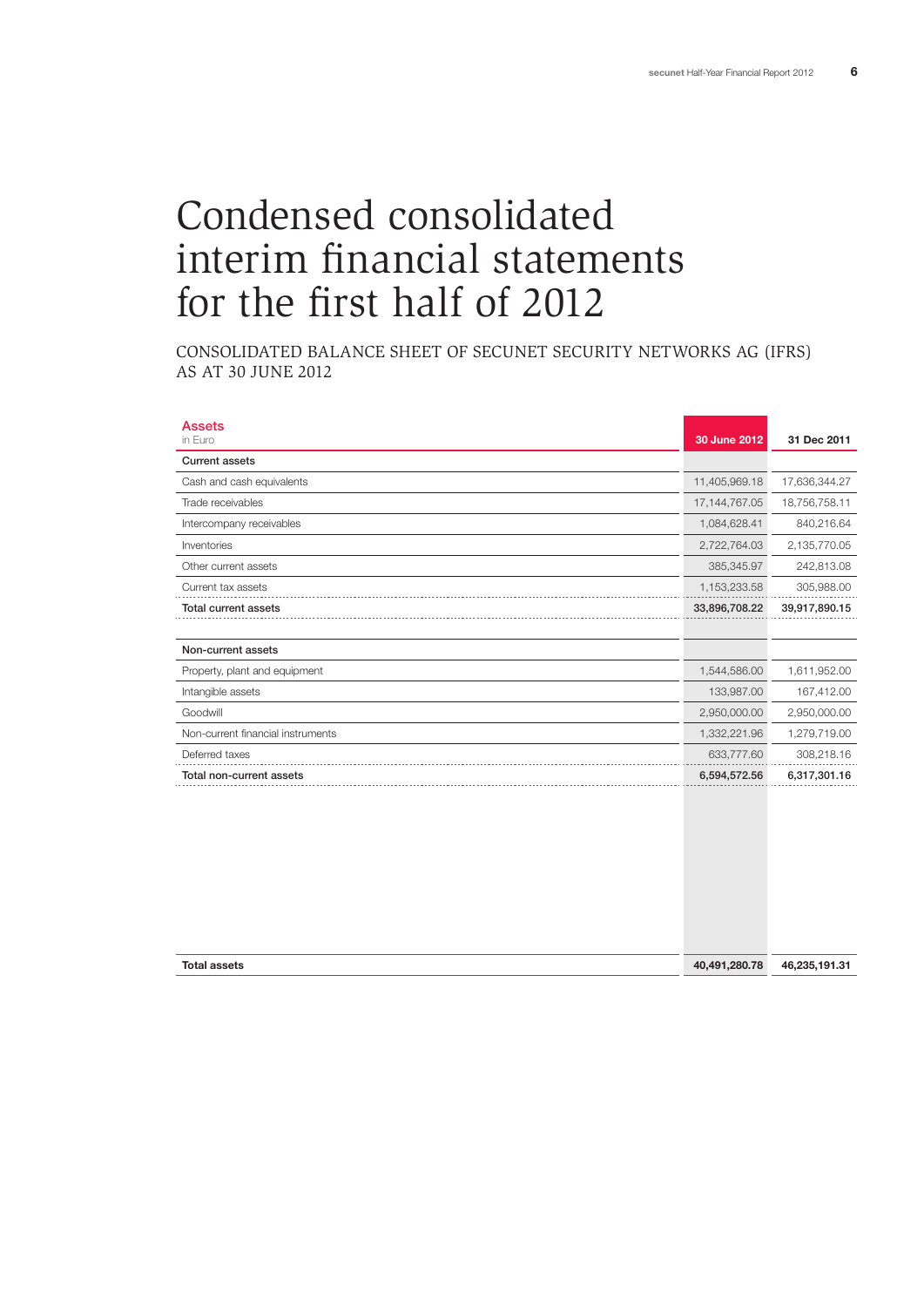# Condensed consolidated interim financial statements for the first half of 2012

## CONSOLIDATED BALANCE SHEET OF SECUNET SECURITY NETWORKS AG (IFRS) AS AT 30 JUNE 2012

| **Assets**<br>in Euro | **30 June 2012** | **31 Dec 2011** |
|---|---|---|
| **Current assets** | | |
| Cash and cash equivalents | 11,405,969.18 | 17,636,344.27 |
| Trade receivables | 17,144,767.05 | 18,756,758.11 |
| Intercompany receivables | 1,084,628.41 | 840,216.64 |
| Inventories | 2,722,764.03 | 2,135,770.05 |
| Other current assets | 385,345.97 | 242,813.08 |
| Current tax assets | 1,153,233.58 | 305,988.00 |
| **Total current assets** | **33,896,708.22** | **39,917,890.15** |
| | | |
| **Non-current assets** | | |
| Property, plant and equipment | 1,544,586.00 | 1,611,952.00 |
| Intangible assets | 133,987.00 | 167,412.00 |
| Goodwill | 2,950,000.00 | 2,950,000.00 |
| Non-current financial instruments | 1,332,221.96 | 1,279,719.00 |
| Deferred taxes | 633,777.60 | 308,218.16 |
| **Total non-current assets** | **6,594,572.56** | **6,317,301.16** |
| | | |
| **Total assets** | **40,491,280.78** | **46,235,191.31** |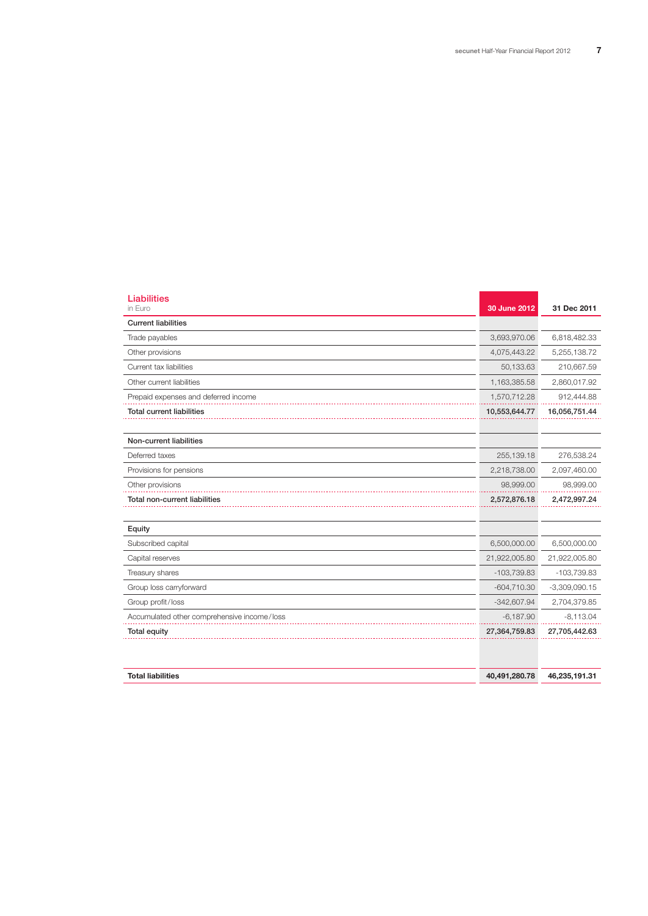## Liabilities

in Euro

| | 30 June 2012 | 31 Dec 2011 |
|---|---|---|
| **Current liabilities** | | |
| Trade payables | 3,693,970.06 | 6,818,482.33 |
| Other provisions | 4,075,443.22 | 5,255,138.72 |
| Current tax liabilities | 50,133.63 | 210,667.59 |
| Other current liabilities | 1,163,385.58 | 2,860,017.92 |
| Prepaid expenses and deferred income | 1,570,712.28 | 912,444.88 |
| **Total current liabilities** | **10,553,644.77** | **16,056,751.44** |
| | | |
| **Non-current liabilities** | | |
| Deferred taxes | 255,139.18 | 276,538.24 |
| Provisions for pensions | 2,218,738.00 | 2,097,460.00 |
| Other provisions | 98,999.00 | 98,999.00 |
| **Total non-current liabilities** | **2,572,876.18** | **2,472,997.24** |
| | | |
| **Equity** | | |
| Subscribed capital | 6,500,000.00 | 6,500,000.00 |
| Capital reserves | 21,922,005.80 | 21,922,005.80 |
| Treasury shares | -103,739.83 | -103,739.83 |
| Group loss carryforward | -604,710.30 | -3,309,090.15 |
| Group profit/loss | -342,607.94 | 2,704,379.85 |
| Accumulated other comprehensive income/loss | -6,187.90 | -8,113.04 |
| **Total equity** | **27,364,759.83** | **27,705,442.63** |
| | | |
| **Total liabilities** | **40,491,280.78** | **46,235,191.31** |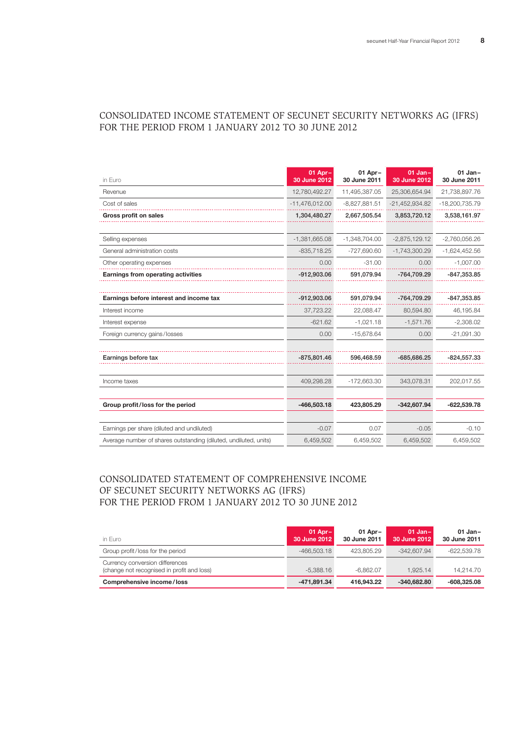# CONSOLIDATED INCOME STATEMENT OF SECUNET SECURITY NETWORKS AG (IFRS) FOR THE PERIOD FROM 1 JANUARY 2012 TO 30 JUNE 2012

| in Euro | 01 Apr – 30 June 2012 | 01 Apr – 30 June 2011 | 01 Jan – 30 June 2012 | 01 Jan – 30 June 2011 |
|---|---|---|---|---|
| Revenue | 12,780,492.27 | 11,495,387.05 | 25,306,654.94 | 21,738,897.76 |
| Cost of sales | -11,476,012.00 | -8,827,881.51 | -21,452,934.82 | -18,200,735.79 |
| **Gross profit on sales** | **1,304,480.27** | **2,667,505.54** | **3,853,720.12** | **3,538,161.97** |
| | | | | |
| Selling expenses | -1,381,665.08 | -1,348,704.00 | -2,875,129.12 | -2,760,056.26 |
| General administration costs | -835,718.25 | -727,690.60 | -1,743,300.29 | -1,624,452.56 |
| Other operating expenses | 0.00 | -31.00 | 0.00 | -1,007.00 |
| **Earnings from operating activities** | **-912,903.06** | **591,079.94** | **-764,709.29** | **-847,353.85** |
| | | | | |
| **Earnings before interest and income tax** | **-912,903.06** | **591,079.94** | **-764,709.29** | **-847,353.85** |
| Interest income | 37,723.22 | 22,088.47 | 80,594.80 | 46,195.84 |
| Interest expense | -621.62 | -1,021.18 | -1,571.76 | -2,308.02 |
| Foreign currency gains/losses | 0.00 | -15,678.64 | 0.00 | -21,091.30 |
| | | | | |
| **Earnings before tax** | **-875,801.46** | **596,468.59** | **-685,686.25** | **-824,557.33** |
| | | | | |
| Income taxes | 409,298.28 | -172,663.30 | 343,078.31 | 202,017.55 |
| | | | | |
| **Group profit/loss for the period** | **-466,503.18** | **423,805.29** | **-342,607.94** | **-622,539.78** |
| | | | | |
| Earnings per share (diluted and undiluted) | -0.07 | 0.07 | -0.05 | -0.10 |
| Average number of shares outstanding (diluted, undiluted, units) | 6,459,502 | 6,459,502 | 6,459,502 | 6,459,502 |

# CONSOLIDATED STATEMENT OF COMPREHENSIVE INCOME OF SECUNET SECURITY NETWORKS AG (IFRS) FOR THE PERIOD FROM 1 JANUARY 2012 TO 30 JUNE 2012

| in Euro | 01 Apr – 30 June 2012 | 01 Apr – 30 June 2011 | 01 Jan – 30 June 2012 | 01 Jan – 30 June 2011 |
|---|---|---|---|---|
| Group profit/loss for the period | -466,503.18 | 423,805.29 | -342,607.94 | -622,539.78 |
| Currency conversion differences (change not recognised in profit and loss) | -5,388.16 | -6,862.07 | 1,925.14 | 14,214.70 |
| **Comprehensive income/loss** | **-471,891.34** | **416,943.22** | **-340,682.80** | **-608,325.08** |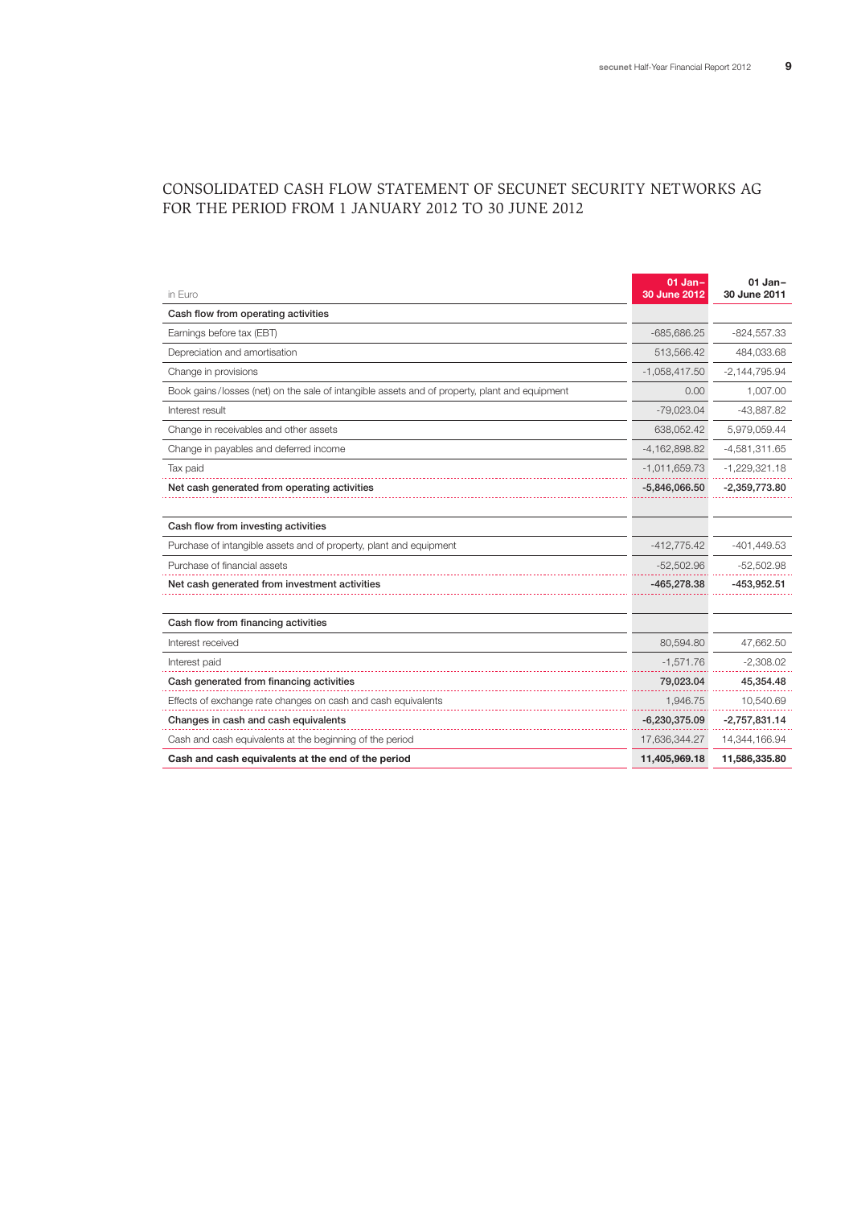# CONSOLIDATED CASH FLOW STATEMENT OF SECUNET SECURITY NETWORKS AG FOR THE PERIOD FROM 1 JANUARY 2012 TO 30 JUNE 2012

| in Euro | 01 Jan–30 June 2012 | 01 Jan–30 June 2011 |
|---|---|---|
| **Cash flow from operating activities** | | |
| Earnings before tax (EBT) | -685,686.25 | -824,557.33 |
| Depreciation and amortisation | 513,566.42 | 484,033.68 |
| Change in provisions | -1,058,417.50 | -2,144,795.94 |
| Book gains/losses (net) on the sale of intangible assets and of property, plant and equipment | 0.00 | 1,007.00 |
| Interest result | -79,023.04 | -43,887.82 |
| Change in receivables and other assets | 638,052.42 | 5,979,059.44 |
| Change in payables and deferred income | -4,162,898.82 | -4,581,311.65 |
| Tax paid | -1,011,659.73 | -1,229,321.18 |
| **Net cash generated from operating activities** | **-5,846,066.50** | **-2,359,773.80** |
| | | |
| **Cash flow from investing activities** | | |
| Purchase of intangible assets and of property, plant and equipment | -412,775.42 | -401,449.53 |
| Purchase of financial assets | -52,502.96 | -52,502.98 |
| **Net cash generated from investment activities** | **-465,278.38** | **-453,952.51** |
| | | |
| **Cash flow from financing activities** | | |
| Interest received | 80,594.80 | 47,662.50 |
| Interest paid | -1,571.76 | -2,308.02 |
| **Cash generated from financing activities** | **79,023.04** | **45,354.48** |
| Effects of exchange rate changes on cash and cash equivalents | 1,946.75 | 10,540.69 |
| **Changes in cash and cash equivalents** | **-6,230,375.09** | **-2,757,831.14** |
| Cash and cash equivalents at the beginning of the period | 17,636,344.27 | 14,344,166.94 |
| **Cash and cash equivalents at the end of the period** | **11,405,969.18** | **11,586,335.80** |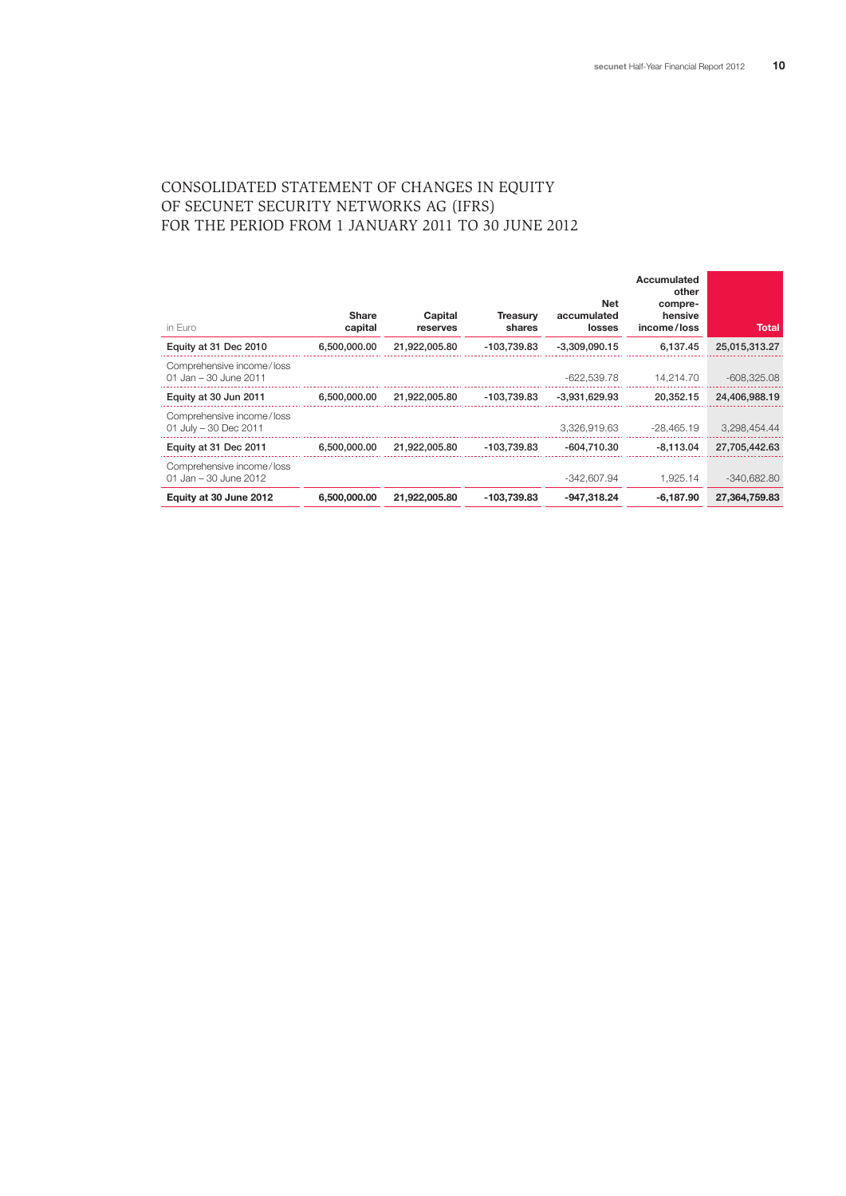# CONSOLIDATED STATEMENT OF CHANGES IN EQUITY OF SECUNET SECURITY NETWORKS AG (IFRS) FOR THE PERIOD FROM 1 JANUARY 2011 TO 30 JUNE 2012

| in Euro | Share capital | Capital reserves | Treasury shares | Net accumulated losses | Accumulated other comprehensive income/loss | Total |
|---|---|---|---|---|---|---|
| **Equity at 31 Dec 2010** | **6,500,000.00** | **21,922,005.80** | **-103,739.83** | **-3,309,090.15** | **6,137.45** | **25,015,313.27** |
| Comprehensive income/loss 01 Jan – 30 June 2011 | | | | -622,539.78 | 14,214.70 | -608,325.08 |
| **Equity at 30 Jun 2011** | **6,500,000.00** | **21,922,005.80** | **-103,739.83** | **-3,931,629.93** | **20,352.15** | **24,406,988.19** |
| Comprehensive income/loss 01 July – 30 Dec 2011 | | | | 3,326,919.63 | -28,465.19 | 3,298,454.44 |
| **Equity at 31 Dec 2011** | **6,500,000.00** | **21,922,005.80** | **-103,739.83** | **-604,710.30** | **-8,113.04** | **27,705,442.63** |
| Comprehensive income/loss 01 Jan – 30 June 2012 | | | | -342,607.94 | 1,925.14 | -340,682.80 |
| **Equity at 30 June 2012** | **6,500,000.00** | **21,922,005.80** | **-103,739.83** | **-947,318.24** | **-6,187.90** | **27,364,759.83** |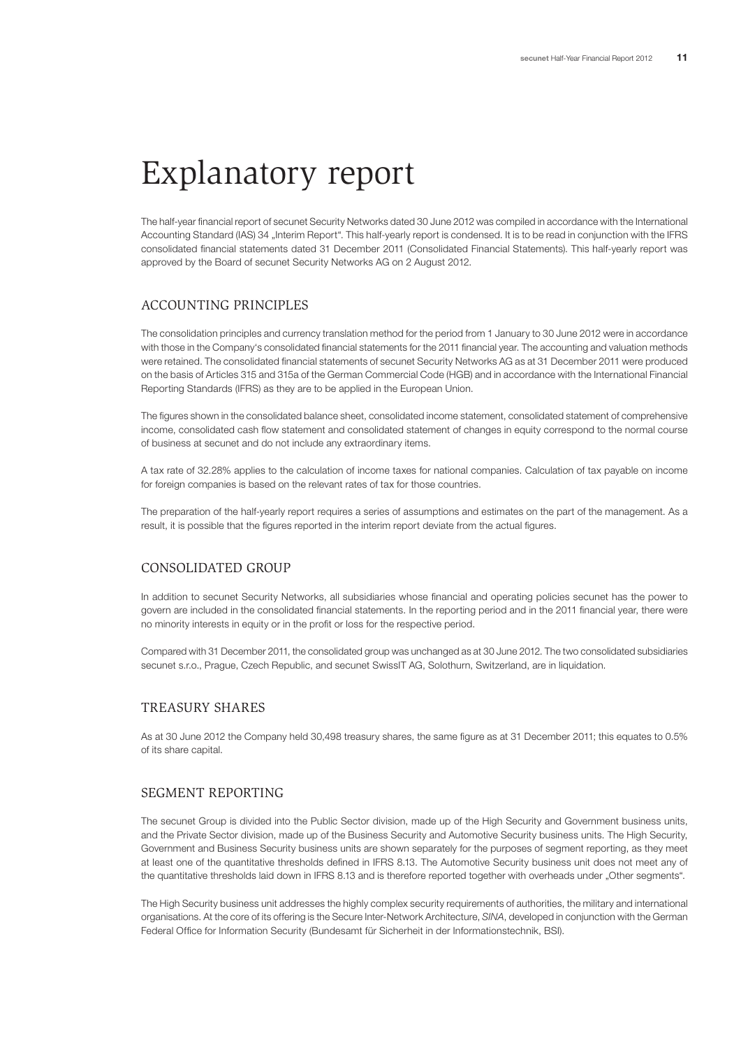# Explanatory report

The half-year financial report of secunet Security Networks dated 30 June 2012 was compiled in accordance with the International Accounting Standard (IAS) 34 „Interim Report". This half-yearly report is condensed. It is to be read in conjunction with the IFRS consolidated financial statements dated 31 December 2011 (Consolidated Financial Statements). This half-yearly report was approved by the Board of secunet Security Networks AG on 2 August 2012.

## ACCOUNTING PRINCIPLES

The consolidation principles and currency translation method for the period from 1 January to 30 June 2012 were in accordance with those in the Company's consolidated financial statements for the 2011 financial year. The accounting and valuation methods were retained. The consolidated financial statements of secunet Security Networks AG as at 31 December 2011 were produced on the basis of Articles 315 and 315a of the German Commercial Code (HGB) and in accordance with the International Financial Reporting Standards (IFRS) as they are to be applied in the European Union.

The figures shown in the consolidated balance sheet, consolidated income statement, consolidated statement of comprehensive income, consolidated cash flow statement and consolidated statement of changes in equity correspond to the normal course of business at secunet and do not include any extraordinary items.

A tax rate of 32.28% applies to the calculation of income taxes for national companies. Calculation of tax payable on income for foreign companies is based on the relevant rates of tax for those countries.

The preparation of the half-yearly report requires a series of assumptions and estimates on the part of the management. As a result, it is possible that the figures reported in the interim report deviate from the actual figures.

## CONSOLIDATED GROUP

In addition to secunet Security Networks, all subsidiaries whose financial and operating policies secunet has the power to govern are included in the consolidated financial statements. In the reporting period and in the 2011 financial year, there were no minority interests in equity or in the profit or loss for the respective period.

Compared with 31 December 2011, the consolidated group was unchanged as at 30 June 2012. The two consolidated subsidiaries secunet s.r.o., Prague, Czech Republic, and secunet SwissIT AG, Solothurn, Switzerland, are in liquidation.

## TREASURY SHARES

As at 30 June 2012 the Company held 30,498 treasury shares, the same figure as at 31 December 2011; this equates to 0.5% of its share capital.

## SEGMENT REPORTING

The secunet Group is divided into the Public Sector division, made up of the High Security and Government business units, and the Private Sector division, made up of the Business Security and Automotive Security business units. The High Security, Government and Business Security business units are shown separately for the purposes of segment reporting, as they meet at least one of the quantitative thresholds defined in IFRS 8.13. The Automotive Security business unit does not meet any of the quantitative thresholds laid down in IFRS 8.13 and is therefore reported together with overheads under „Other segments".

The High Security business unit addresses the highly complex security requirements of authorities, the military and international organisations. At the core of its offering is the Secure Inter-Network Architecture, *SINA*, developed in conjunction with the German Federal Office for Information Security (Bundesamt für Sicherheit in der Informationstechnik, BSI).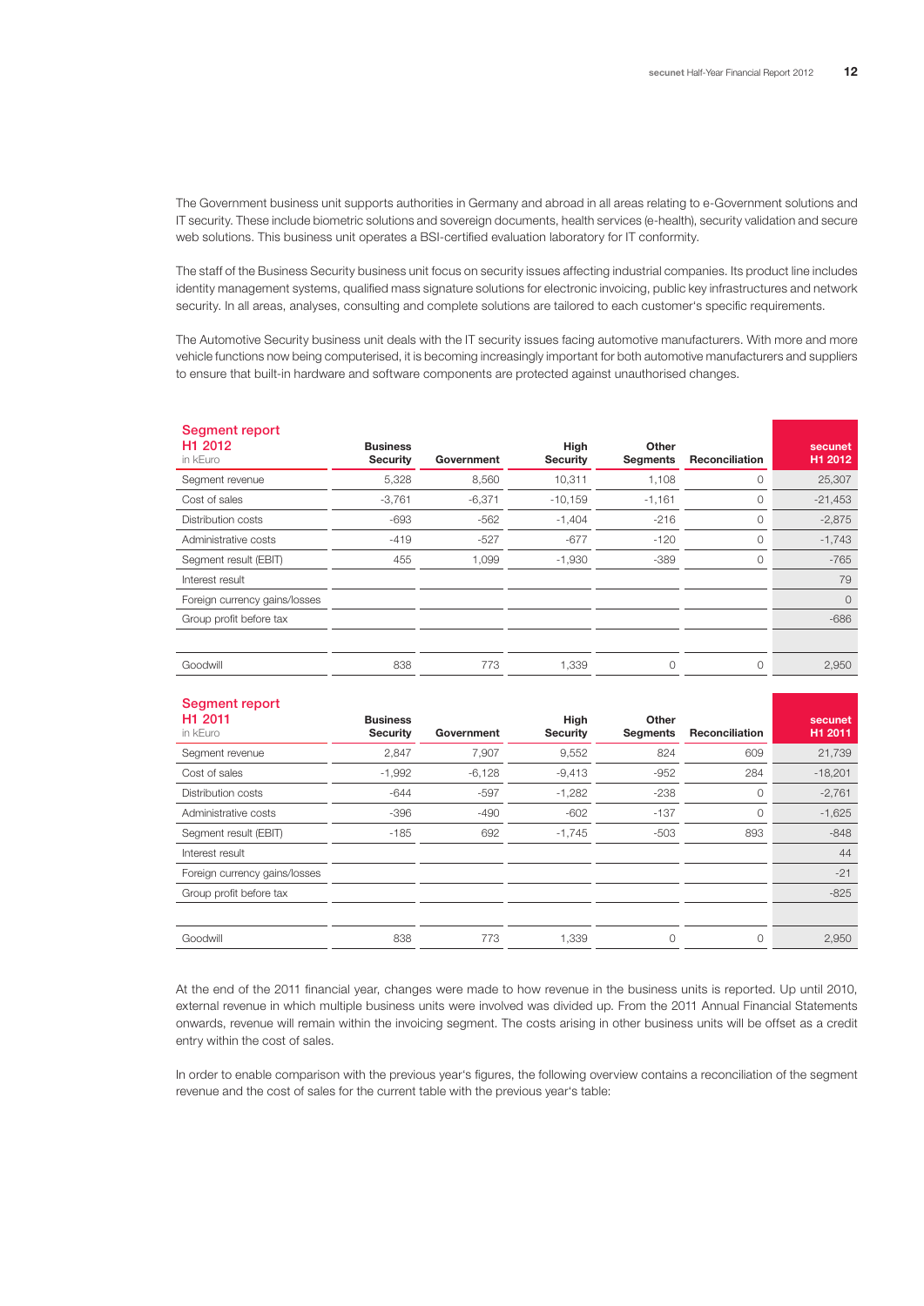The Government business unit supports authorities in Germany and abroad in all areas relating to e-Government solutions and IT security. These include biometric solutions and sovereign documents, health services (e-health), security validation and secure web solutions. This business unit operates a BSI-certified evaluation laboratory for IT conformity.

The staff of the Business Security business unit focus on security issues affecting industrial companies. Its product line includes identity management systems, qualified mass signature solutions for electronic invoicing, public key infrastructures and network security. In all areas, analyses, consulting and complete solutions are tailored to each customer's specific requirements.

The Automotive Security business unit deals with the IT security issues facing automotive manufacturers. With more and more vehicle functions now being computerised, it is becoming increasingly important for both automotive manufacturers and suppliers to ensure that built-in hardware and software components are protected against unauthorised changes.

| Segment report H1 2012 in kEuro | Business Security | Government | High Security | Other Segments | Reconciliation | secunet H1 2012 |
|---|---|---|---|---|---|---|
| Segment revenue | 5,328 | 8,560 | 10,311 | 1,108 | 0 | 25,307 |
| Cost of sales | -3,761 | -6,371 | -10,159 | -1,161 | 0 | -21,453 |
| Distribution costs | -693 | -562 | -1,404 | -216 | 0 | -2,875 |
| Administrative costs | -419 | -527 | -677 | -120 | 0 | -1,743 |
| Segment result (EBIT) | 455 | 1,099 | -1,930 | -389 | 0 | -765 |
| Interest result | | | | | | 79 |
| Foreign currency gains/losses | | | | | | 0 |
| Group profit before tax | | | | | | -686 |
| | | | | | | |
| Goodwill | 838 | 773 | 1,339 | 0 | 0 | 2,950 |

| Segment report H1 2011 in kEuro | Business Security | Government | High Security | Other Segments | Reconciliation | secunet H1 2011 |
|---|---|---|---|---|---|---|
| Segment revenue | 2,847 | 7,907 | 9,552 | 824 | 609 | 21,739 |
| Cost of sales | -1,992 | -6,128 | -9,413 | -952 | 284 | -18,201 |
| Distribution costs | -644 | -597 | -1,282 | -238 | 0 | -2,761 |
| Administrative costs | -396 | -490 | -602 | -137 | 0 | -1,625 |
| Segment result (EBIT) | -185 | 692 | -1,745 | -503 | 893 | -848 |
| Interest result | | | | | | 44 |
| Foreign currency gains/losses | | | | | | -21 |
| Group profit before tax | | | | | | -825 |
| | | | | | | |
| Goodwill | 838 | 773 | 1,339 | 0 | 0 | 2,950 |

At the end of the 2011 financial year, changes were made to how revenue in the business units is reported. Up until 2010, external revenue in which multiple business units were involved was divided up. From the 2011 Annual Financial Statements onwards, revenue will remain within the invoicing segment. The costs arising in other business units will be offset as a credit entry within the cost of sales.

In order to enable comparison with the previous year's figures, the following overview contains a reconciliation of the segment revenue and the cost of sales for the current table with the previous year's table: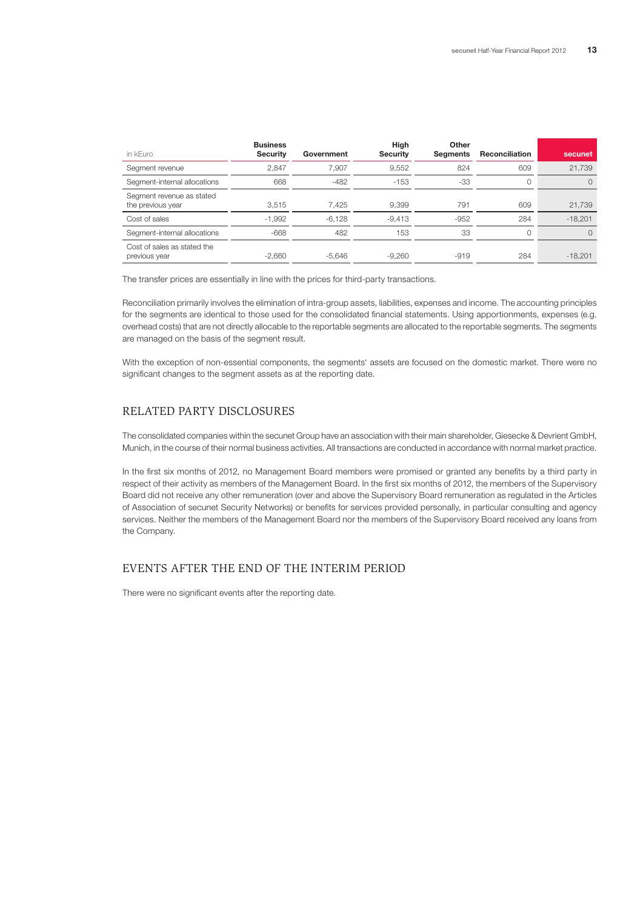| in kEuro | Business Security | Government | High Security | Other Segments | Reconciliation | secunet |
|---|---|---|---|---|---|---|
| Segment revenue | 2,847 | 7,907 | 9,552 | 824 | 609 | 21,739 |
| Segment-internal allocations | 668 | -482 | -153 | -33 | 0 | 0 |
| Segment revenue as stated the previous year | 3,515 | 7,425 | 9,399 | 791 | 609 | 21,739 |
| Cost of sales | -1,992 | -6,128 | -9,413 | -952 | 284 | -18,201 |
| Segment-internal allocations | -668 | 482 | 153 | 33 | 0 | 0 |
| Cost of sales as stated the previous year | -2,660 | -5,646 | -9,260 | -919 | 284 | -18,201 |

The transfer prices are essentially in line with the prices for third-party transactions.

Reconciliation primarily involves the elimination of intra-group assets, liabilities, expenses and income. The accounting principles for the segments are identical to those used for the consolidated financial statements. Using apportionments, expenses (e.g. overhead costs) that are not directly allocable to the reportable segments are allocated to the reportable segments. The segments are managed on the basis of the segment result.

With the exception of non-essential components, the segments' assets are focused on the domestic market. There were no significant changes to the segment assets as at the reporting date.

## RELATED PARTY DISCLOSURES

The consolidated companies within the secunet Group have an association with their main shareholder, Giesecke & Devrient GmbH, Munich, in the course of their normal business activities. All transactions are conducted in accordance with normal market practice.

In the first six months of 2012, no Management Board members were promised or granted any benefits by a third party in respect of their activity as members of the Management Board. In the first six months of 2012, the members of the Supervisory Board did not receive any other remuneration (over and above the Supervisory Board remuneration as regulated in the Articles of Association of secunet Security Networks) or benefits for services provided personally, in particular consulting and agency services. Neither the members of the Management Board nor the members of the Supervisory Board received any loans from the Company.

## EVENTS AFTER THE END OF THE INTERIM PERIOD

There were no significant events after the reporting date.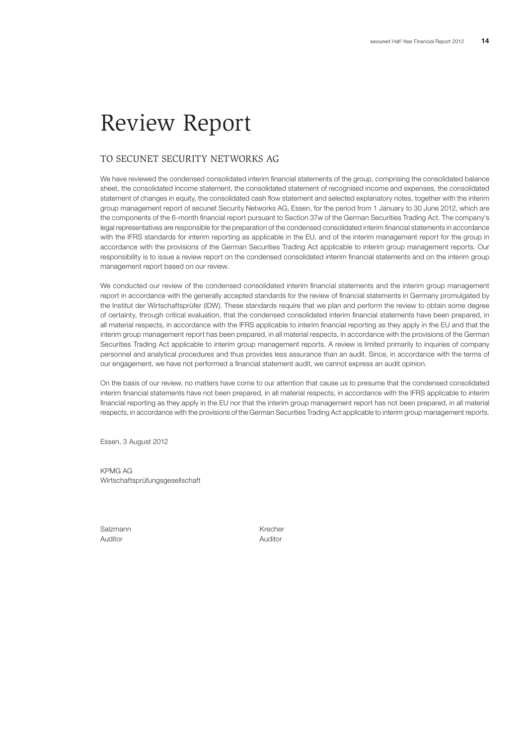# Review Report

## TO SECUNET SECURITY NETWORKS AG

We have reviewed the condensed consolidated interim financial statements of the group, comprising the consolidated balance sheet, the consolidated income statement, the consolidated statement of recognised income and expenses, the consolidated statement of changes in equity, the consolidated cash flow statement and selected explanatory notes, together with the interim group management report of secunet Security Networks AG, Essen, for the period from 1 January to 30 June 2012, which are the components of the 6-month financial report pursuant to Section 37w of the German Securities Trading Act. The company's legal representatives are responsible for the preparation of the condensed consolidated interim financial statements in accordance with the IFRS standards for interim reporting as applicable in the EU, and of the interim management report for the group in accordance with the provisions of the German Securities Trading Act applicable to interim group management reports. Our responsibility is to issue a review report on the condensed consolidated interim financial statements and on the interim group management report based on our review.

We conducted our review of the condensed consolidated interim financial statements and the interim group management report in accordance with the generally accepted standards for the review of financial statements in Germany promulgated by the Institut der Wirtschaftsprüfer (IDW). These standards require that we plan and perform the review to obtain some degree of certainty, through critical evaluation, that the condensed consolidated interim financial statements have been prepared, in all material respects, in accordance with the IFRS applicable to interim financial reporting as they apply in the EU and that the interim group management report has been prepared, in all material respects, in accordance with the provisions of the German Securities Trading Act applicable to interim group management reports. A review is limited primarily to inquiries of company personnel and analytical procedures and thus provides less assurance than an audit. Since, in accordance with the terms of our engagement, we have not performed a financial statement audit, we cannot express an audit opinion.

On the basis of our review, no matters have come to our attention that cause us to presume that the condensed consolidated interim financial statements have not been prepared, in all material respects, in accordance with the IFRS applicable to interim financial reporting as they apply in the EU nor that the interim group management report has not been prepared, in all material respects, in accordance with the provisions of the German Securities Trading Act applicable to interim group management reports.

Essen, 3 August 2012

KPMG AG
Wirtschaftsprüfungsgesellschaft

Salzmann
Auditor

Krecher
Auditor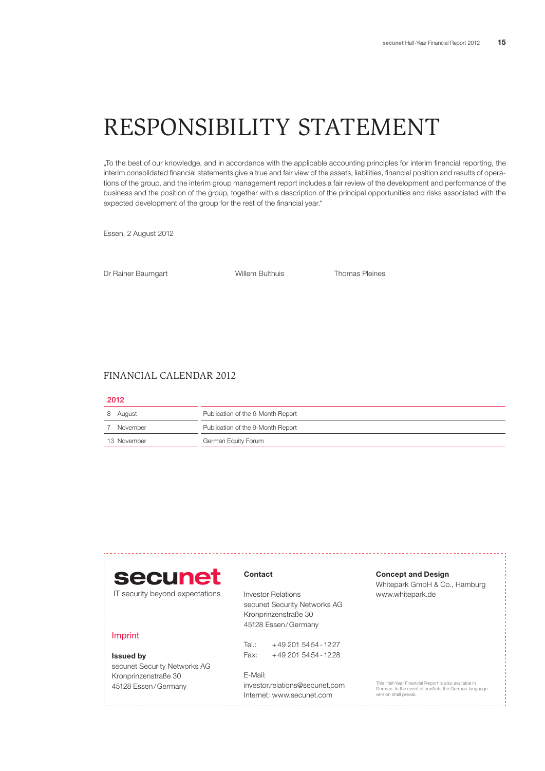# RESPONSIBILITY STATEMENT

„To the best of our knowledge, and in accordance with the applicable accounting principles for interim financial reporting, the interim consolidated financial statements give a true and fair view of the assets, liabilities, financial position and results of operations of the group, and the interim group management report includes a fair review of the development and performance of the business and the position of the group, together with a description of the principal opportunities and risks associated with the expected development of the group for the rest of the financial year."

Essen, 2 August 2012

Dr Rainer Baumgart    Willem Bulthuis    Thomas Pleines

## FINANCIAL CALENDAR 2012

| 2012 | |
|---|---|
| 8 August | Publication of the 6-Month Report |
| 7 November | Publication of the 9-Month Report |
| 13 November | German Equity Forum |

**secunet**

IT security beyond expectations

### Imprint

**Issued by**
secunet Security Networks AG
Kronprinzenstraße 30
45128 Essen/Germany

**Contact**

Investor Relations
secunet Security Networks AG
Kronprinzenstraße 30
45128 Essen/Germany

Tel.: +49 201 5454-1227
Fax: +49 201 5454-1228

E-Mail:
investor.relations@secunet.com
Internet: www.secunet.com

**Concept and Design**
Whitepark GmbH & Co., Hamburg
www.whitepark.de

This Half-Year Financial Report is also available in German. In the event of conflicts the German-language-version shall prevail.